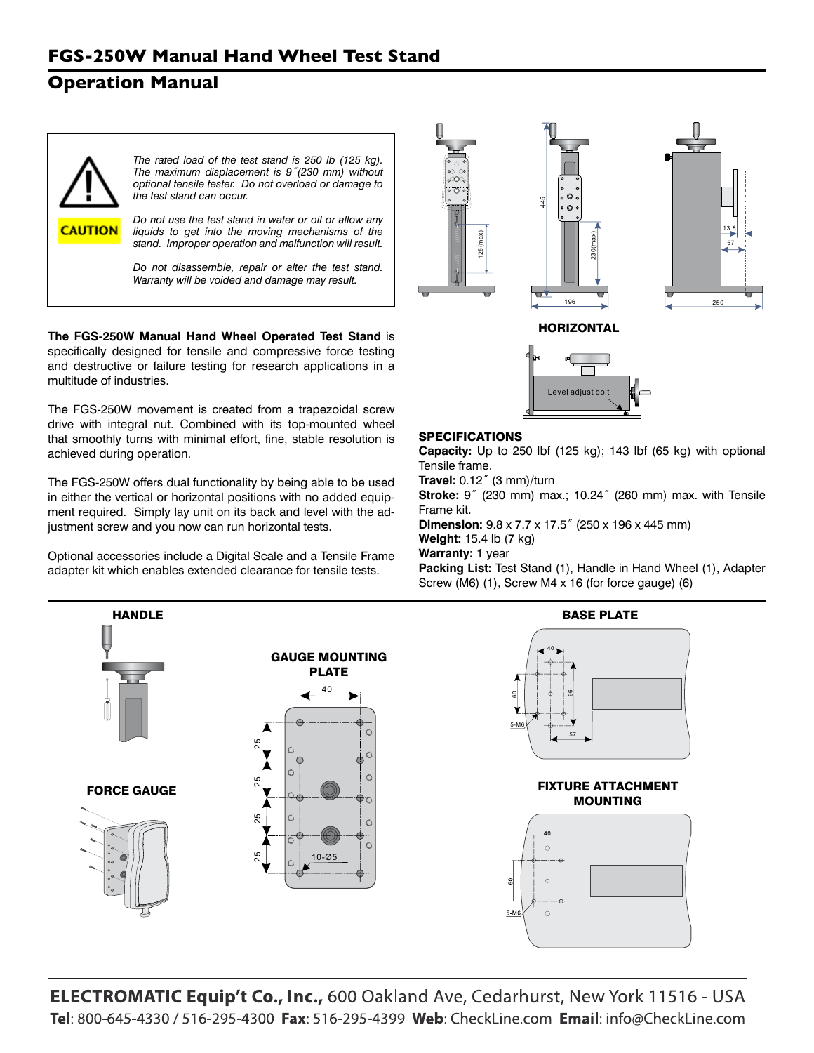# FGS-250W Manual Hand Wheel Test Stand

## Operation Manual

**CAUTION**

*The rated load of the test stand is 250 lb (125 kg). The maximum displacement is 9˝(230 mm) without optional tensile tester. Do not overload or damage to the test stand can occur.*

*Do not use the test stand in water or oil or allow any liquids to get into the moving mechanisms of the stand. Improper operation and malfunction will result.*

*Do not disassemble, repair or alter the test stand. Warranty will be voided and damage may result.*

**The FGS-250W Manual Hand Wheel Operated Test Stand** is specifically designed for tensile and compressive force testing and destructive or failure testing for research applications in a multitude of industries.

The FGS-250W movement is created from a trapezoidal screw drive with integral nut. Combined with its top-mounted wheel that smoothly turns with minimal effort, fine, stable resolution is achieved during operation.

The FGS-250W offers dual functionality by being able to be used in either the vertical or horizontal positions with no added equipment required. Simply lay unit on its back and level with the adjustment screw and you now can run horizontal tests.

Optional accessories include a Digital Scale and a Tensile Frame adapter kit which enables extended clearance for tensile tests.

**HORIZONTAL**

Level adjust bolt

### SPECIFICATIONS

**Capacity:** Up to 250 lbf (125 kg); 143 lbf (65 kg) with optional Tensile frame.
**Travel:** 0.12˝ (3 mm)/turn
**Stroke:** 9˝ (230 mm) max.; 10.24˝ (260 mm) max. with Tensile Frame kit.
**Dimension:** 9.8 x 7.7 x 17.5˝ (250 x 196 x 445 mm)
**Weight:** 15.4 lb (7 kg)
**Warranty:** 1 year
**Packing List:** Test Stand (1), Handle in Hand Wheel (1), Adapter Screw (M6) (1), Screw M4 x 16 (for force gauge) (6)

**HANDLE**

**FORCE GAUGE**

**GAUGE MOUNTING PLATE**

**BASE PLATE**

**FIXTURE ATTACHMENT MOUNTING**

**ELECTROMATIC Equip't Co., Inc.,** 600 Oakland Ave, Cedarhurst, New York 11516 - USA
**Tel**: 800-645-4330 / 516-295-4300 **Fax**: 516-295-4399 **Web**: CheckLine.com **Email**: info@CheckLine.com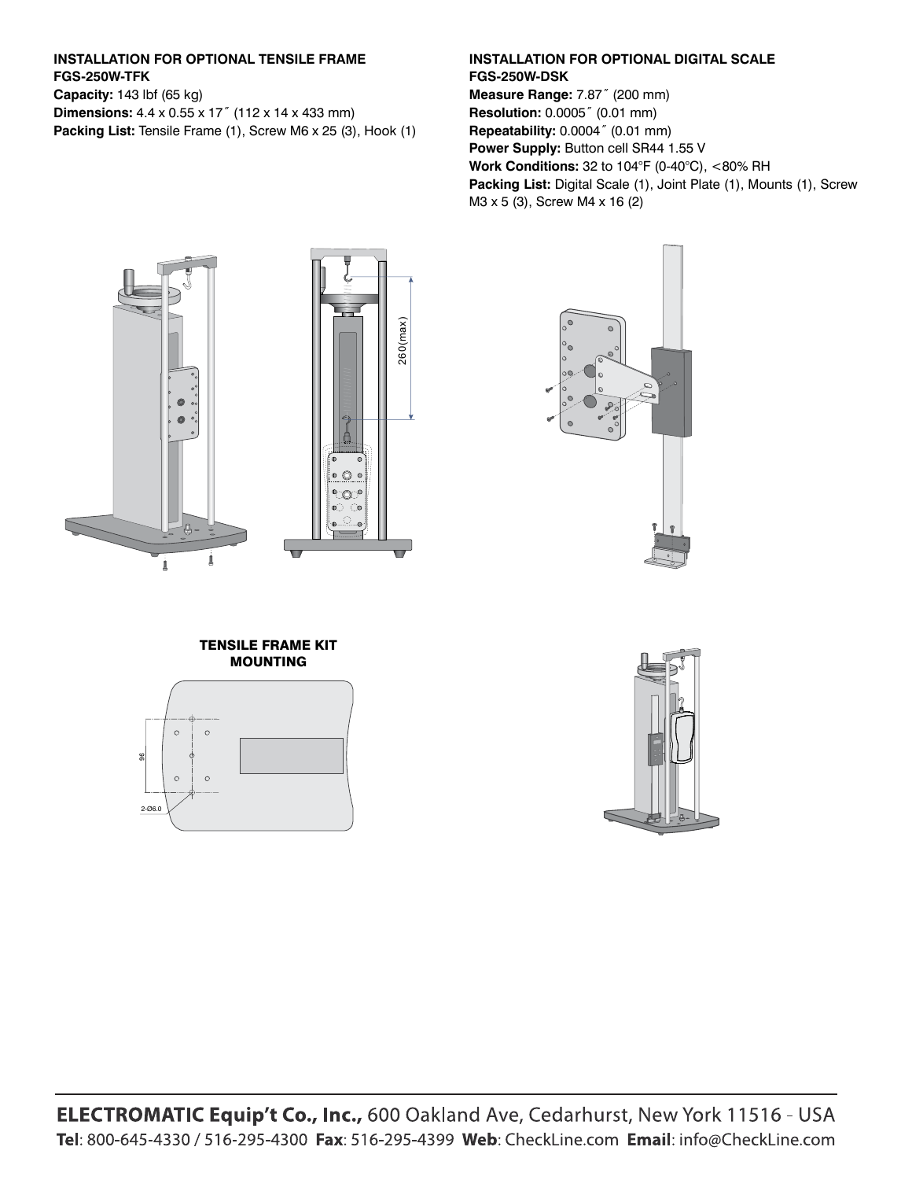**INSTALLATION FOR OPTIONAL TENSILE FRAME**
**FGS-250W-TFK**
**Capacity:** 143 lbf (65 kg)
**Dimensions:** 4.4 x 0.55 x 17˝ (112 x 14 x 433 mm)
**Packing List:** Tensile Frame (1), Screw M6 x 25 (3), Hook (1)

**INSTALLATION FOR OPTIONAL DIGITAL SCALE**
**FGS-250W-DSK**
**Measure Range:** 7.87˝ (200 mm)
**Resolution:** 0.0005˝ (0.01 mm)
**Repeatability:** 0.0004˝ (0.01 mm)
**Power Supply:** Button cell SR44 1.55 V
**Work Conditions:** 32 to 104°F (0-40°C), <80% RH
**Packing List:** Digital Scale (1), Joint Plate (1), Mounts (1), Screw M3 x 5 (3), Screw M4 x 16 (2)

260(max)

**TENSILE FRAME KIT MOUNTING**

96

2-Ø6.0

**ELECTROMATIC Equip't Co., Inc.,** 600 Oakland Ave, Cedarhurst, New York 11516 - USA
**Tel**: 800-645-4330 / 516-295-4300 **Fax**: 516-295-4399 **Web**: CheckLine.com **Email**: info@CheckLine.com